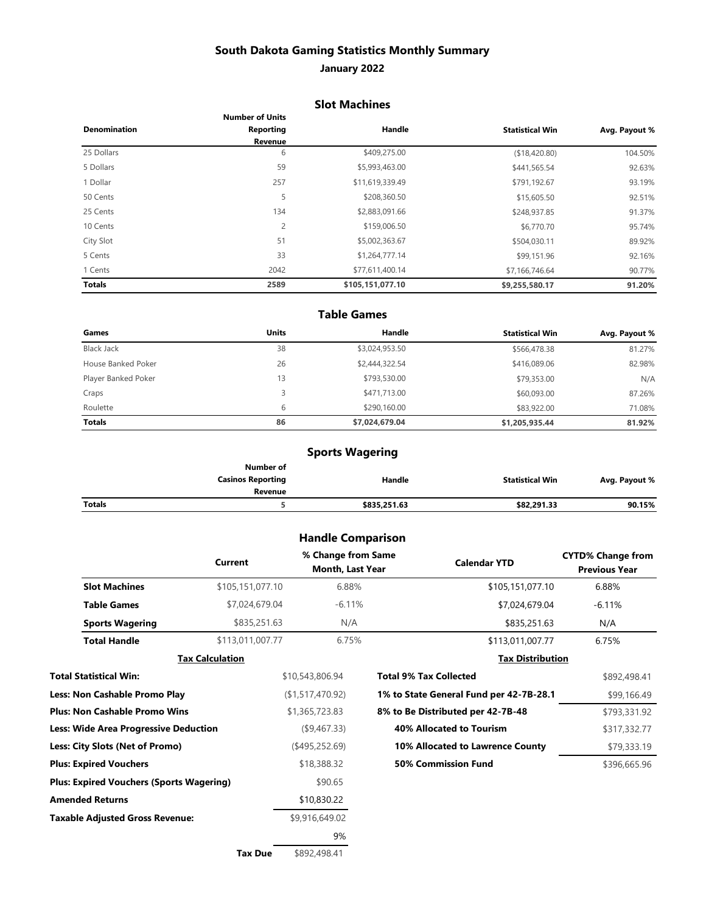# South Dakota Gaming Statistics Monthly Summary

## January 2022

### Slot Machines

| Denomination | Number of Units Reporting Revenue | Handle | Statistical Win | Avg. Payout % |
|---|---|---|---|---|
| 25 Dollars | 6 | $409,275.00 | ($18,420.80) | 104.50% |
| 5 Dollars | 59 | $5,993,463.00 | $441,565.54 | 92.63% |
| 1 Dollar | 257 | $11,619,339.49 | $791,192.67 | 93.19% |
| 50 Cents | 5 | $208,360.50 | $15,605.50 | 92.51% |
| 25 Cents | 134 | $2,883,091.66 | $248,937.85 | 91.37% |
| 10 Cents | 2 | $159,006.50 | $6,770.70 | 95.74% |
| City Slot | 51 | $5,002,363.67 | $504,030.11 | 89.92% |
| 5 Cents | 33 | $1,264,777.14 | $99,151.96 | 92.16% |
| 1 Cents | 2042 | $77,611,400.14 | $7,166,746.64 | 90.77% |
| **Totals** | **2589** | **$105,151,077.10** | **$9,255,580.17** | **91.20%** |

### Table Games

| Games | Units | Handle | Statistical Win | Avg. Payout % |
|---|---|---|---|---|
| Black Jack | 38 | $3,024,953.50 | $566,478.38 | 81.27% |
| House Banked Poker | 26 | $2,444,322.54 | $416,089.06 | 82.98% |
| Player Banked Poker | 13 | $793,530.00 | $79,353.00 | N/A |
| Craps | 3 | $471,713.00 | $60,093.00 | 87.26% |
| Roulette | 6 | $290,160.00 | $83,922.00 | 71.08% |
| **Totals** | **86** | **$7,024,679.04** | **$1,205,935.44** | **81.92%** |

### Sports Wagering

| | Number of Casinos Reporting Revenue | Handle | Statistical Win | Avg. Payout % |
|---|---|---|---|---|
| **Totals** | **5** | **$835,251.63** | **$82,291.33** | **90.15%** |

### Handle Comparison

| | Current | % Change from Same Month, Last Year | Calendar YTD | CYTD% Change from Previous Year |
|---|---|---|---|---|
| **Slot Machines** | $105,151,077.10 | 6.88% | $105,151,077.10 | 6.88% |
| **Table Games** | $7,024,679.04 | -6.11% | $7,024,679.04 | -6.11% |
| **Sports Wagering** | $835,251.63 | N/A | $835,251.63 | N/A |
| **Total Handle** | $113,011,007.77 | 6.75% | $113,011,007.77 | 6.75% |

**Tax Calculation**

| | |
|---|---|
| **Total Statistical Win:** | $10,543,806.94 |
| **Less: Non Cashable Promo Play** | ($1,517,470.92) |
| **Plus: Non Cashable Promo Wins** | $1,365,723.83 |
| **Less: Wide Area Progressive Deduction** | ($9,467.33) |
| **Less: City Slots (Net of Promo)** | ($495,252.69) |
| **Plus: Expired Vouchers** | $18,388.32 |
| **Plus: Expired Vouchers (Sports Wagering)** | $90.65 |
| **Amended Returns** | $10,830.22 |
| **Taxable Adjusted Gross Revenue:** | $9,916,649.02 |
| | 9% |
| **Tax Due** | $892,498.41 |

**Tax Distribution**

| | |
|---|---|
| **Total 9% Tax Collected** | $892,498.41 |
| **1% to State General Fund per 42-7B-28.1** | $99,166.49 |
| **8% to Be Distributed per 42-7B-48** | $793,331.92 |
| **40% Allocated to Tourism** | $317,332.77 |
| **10% Allocated to Lawrence County** | $79,333.19 |
| **50% Commission Fund** | $396,665.96 |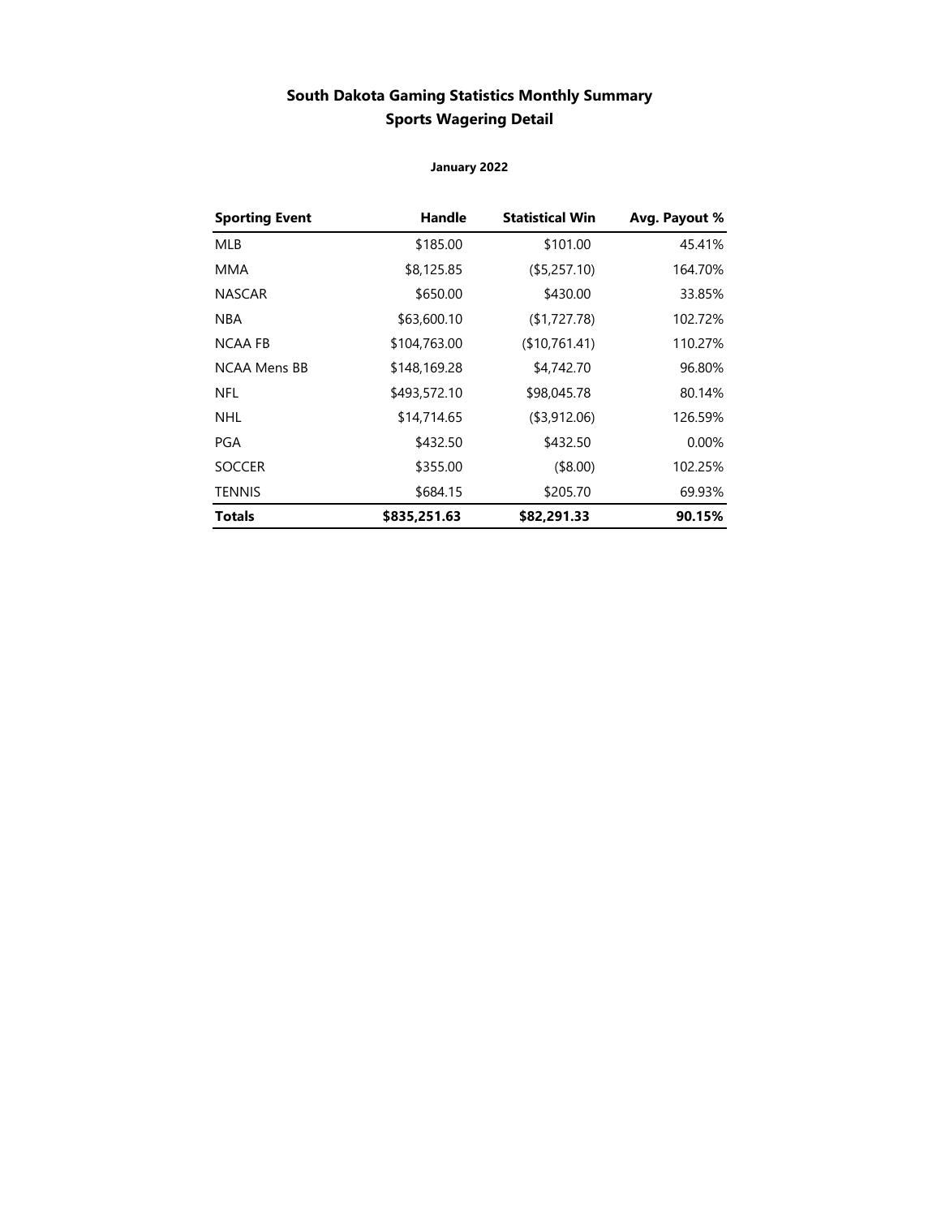# South Dakota Gaming Statistics Monthly Summary
## Sports Wagering Detail

**January 2022**

| Sporting Event | Handle | Statistical Win | Avg. Payout % |
|---|---:|---:|---:|
| MLB | $185.00 | $101.00 | 45.41% |
| MMA | $8,125.85 | ($5,257.10) | 164.70% |
| NASCAR | $650.00 | $430.00 | 33.85% |
| NBA | $63,600.10 | ($1,727.78) | 102.72% |
| NCAA FB | $104,763.00 | ($10,761.41) | 110.27% |
| NCAA Mens BB | $148,169.28 | $4,742.70 | 96.80% |
| NFL | $493,572.10 | $98,045.78 | 80.14% |
| NHL | $14,714.65 | ($3,912.06) | 126.59% |
| PGA | $432.50 | $432.50 | 0.00% |
| SOCCER | $355.00 | ($8.00) | 102.25% |
| TENNIS | $684.15 | $205.70 | 69.93% |
| **Totals** | **$835,251.63** | **$82,291.33** | **90.15%** |